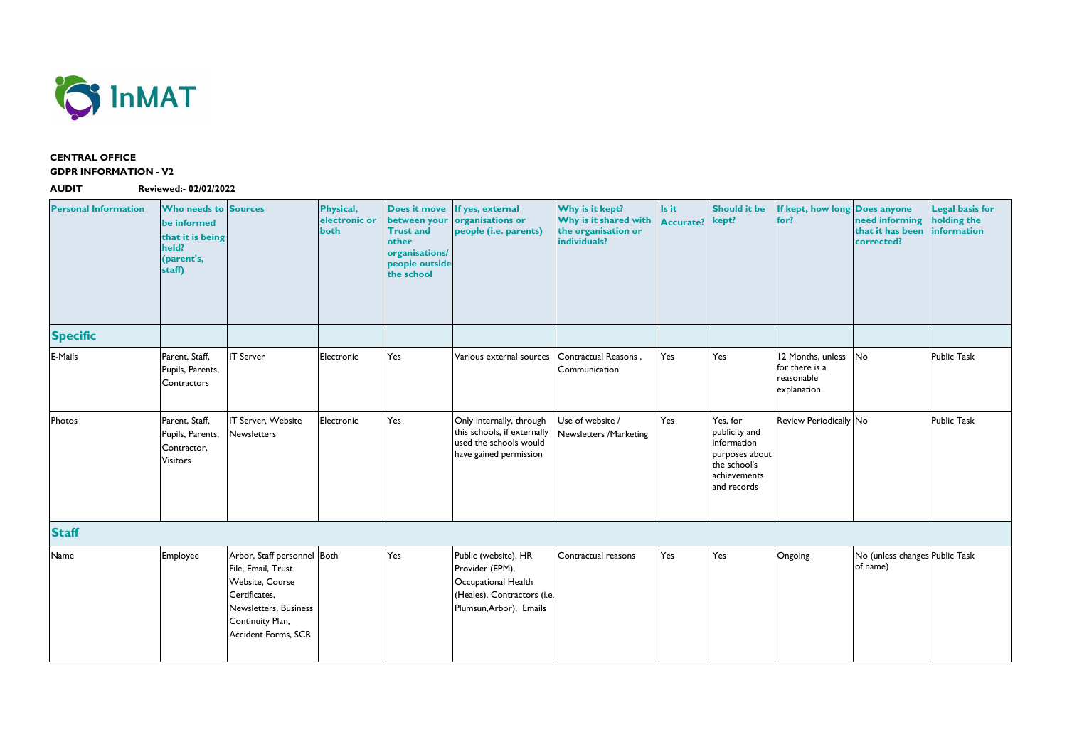InMAT

**CENTRAL OFFICE**

**GDPR INFORMATION - V2**

**AUDIT** **Reviewed:- 02/02/2022**

| Personal Information | Who needs to be informed that it is being held? (parent's, staff) | Sources | Physical, electronic or both | Does it move between your Trust and other organisations/ people outside the school | If yes, external organisations or people (i.e. parents) | Why is it kept? Why is it shared with the organisation or individuals? | Is it Accurate? | Should it be kept? | If kept, how long for? | Does anyone need informing that it has been corrected? | Legal basis for holding the information |
|---|---|---|---|---|---|---|---|---|---|---|---|
| **Specific** | | | | | | | | | | | |
| E-Mails | Parent, Staff, Pupils, Parents, Contractors | IT Server | Electronic | Yes | Various external sources | Contractual Reasons , Communication | Yes | Yes | 12 Months, unless for there is a reasonable explanation | No | Public Task |
| Photos | Parent, Staff, Pupils, Parents, Contractor, Visitors | IT Server, Website Newsletters | Electronic | Yes | Only internally, through this schools, if externally used the schools would have gained permission | Use of website / Newsletters /Marketing | Yes | Yes, for publicity and information purposes about the school's achievements and records | Review Periodically | No | Public Task |
| **Staff** | | | | | | | | | | | |
| Name | Employee | Arbor, Staff personnel File, Email, Trust Website, Course Certificates, Newsletters, Business Continuity Plan, Accident Forms, SCR | Both | Yes | Public (website), HR Provider (EPM), Occupational Health (Heales), Contractors (i.e. Plumsun,Arbor), Emails | Contractual reasons | Yes | Yes | Ongoing | No (unless changes of name) | Public Task |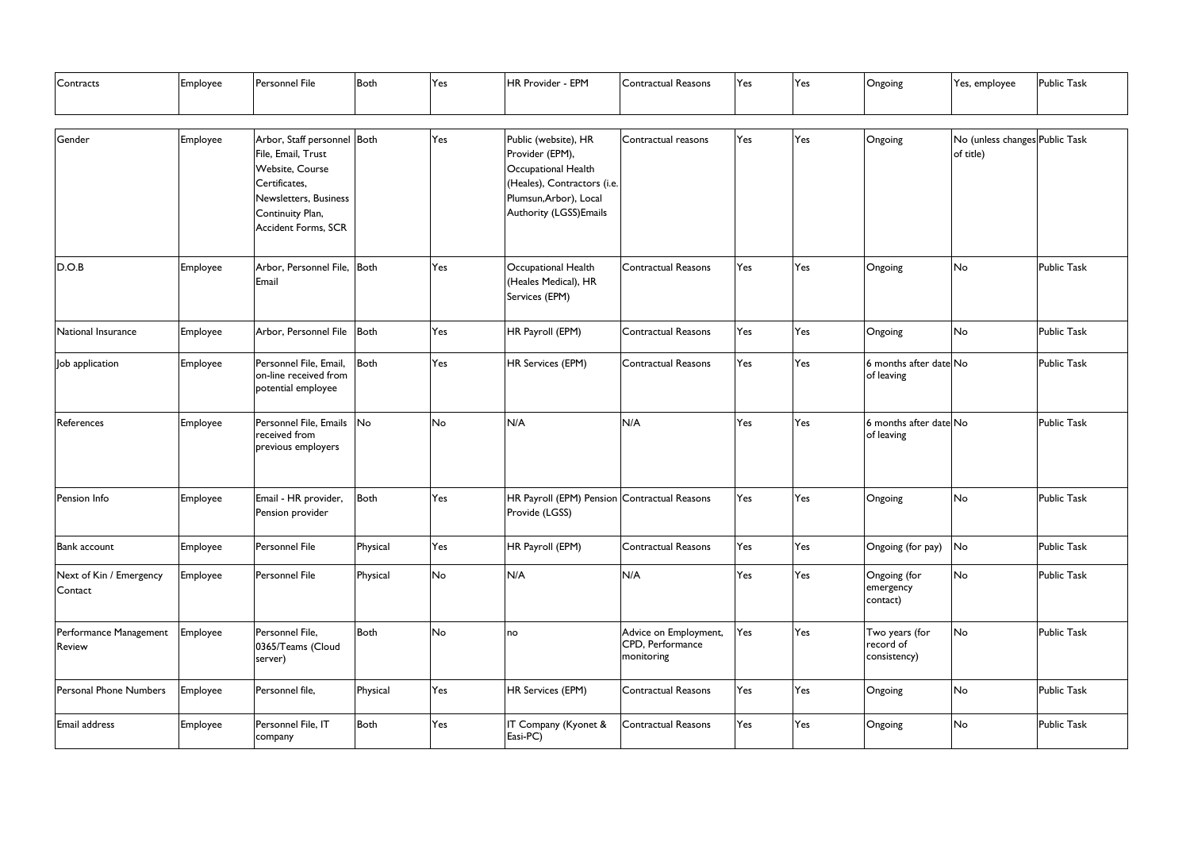| Contracts | Employee | Personnel File | Both | Yes | HR Provider - EPM | Contractual Reasons | Yes | Yes | Ongoing | Yes, employee | Public Task |
|---|---|---|---|---|---|---|---|---|---|---|---|
| Gender | Employee | Arbor, Staff personnel File, Email, Trust Website, Course Certificates, Newsletters, Business Continuity Plan, Accident Forms, SCR | Both | Yes | Public (website), HR Provider (EPM), Occupational Health (Heales), Contractors (i.e. Plumsun,Arbor), Local Authority (LGSS)Emails | Contractual reasons | Yes | Yes | Ongoing | No (unless changes of title) | Public Task |
| D.O.B | Employee | Arbor, Personnel File, Email | Both | Yes | Occupational Health (Heales Medical), HR Services (EPM) | Contractual Reasons | Yes | Yes | Ongoing | No | Public Task |
| National Insurance | Employee | Arbor, Personnel File | Both | Yes | HR Payroll (EPM) | Contractual Reasons | Yes | Yes | Ongoing | No | Public Task |
| Job application | Employee | Personnel File, Email, on-line received from potential employee | Both | Yes | HR Services (EPM) | Contractual Reasons | Yes | Yes | 6 months after date of leaving | No | Public Task |
| References | Employee | Personnel File, Emails received from previous employers | No | No | N/A | N/A | Yes | Yes | 6 months after date of leaving | No | Public Task |
| Pension Info | Employee | Email - HR provider, Pension provider | Both | Yes | HR Payroll (EPM) Pension Provide (LGSS) | Contractual Reasons | Yes | Yes | Ongoing | No | Public Task |
| Bank account | Employee | Personnel File | Physical | Yes | HR Payroll (EPM) | Contractual Reasons | Yes | Yes | Ongoing (for pay) | No | Public Task |
| Next of Kin / Emergency Contact | Employee | Personnel File | Physical | No | N/A | N/A | Yes | Yes | Ongoing (for emergency contact) | No | Public Task |
| Performance Management Review | Employee | Personnel File, 0365/Teams (Cloud server) | Both | No | no | Advice on Employment, CPD, Performance monitoring | Yes | Yes | Two years (for record of consistency) | No | Public Task |
| Personal Phone Numbers | Employee | Personnel file, | Physical | Yes | HR Services (EPM) | Contractual Reasons | Yes | Yes | Ongoing | No | Public Task |
| Email address | Employee | Personnel File, IT company | Both | Yes | IT Company (Kyonet & Easi-PC) | Contractual Reasons | Yes | Yes | Ongoing | No | Public Task |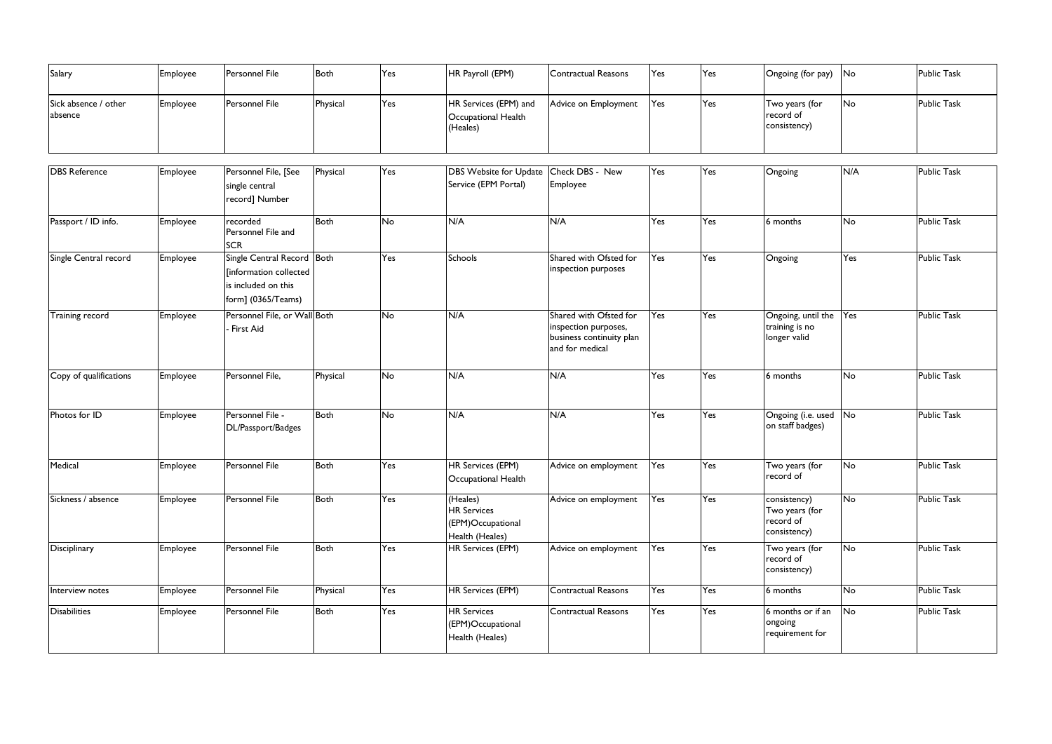| Salary | Employee | Personnel File | Both | Yes | HR Payroll (EPM) | Contractual Reasons | Yes | Yes | Ongoing (for pay) | No | Public Task |
|---|---|---|---|---|---|---|---|---|---|---|---|
| Sick absence / other absence | Employee | Personnel File | Physical | Yes | HR Services (EPM) and Occupational Health (Heales) | Advice on Employment | Yes | Yes | Two years (for record of consistency) | No | Public Task |
| DBS Reference | Employee | Personnel File, [See single central record] Number | Physical | Yes | DBS Website for Update Service (EPM Portal) | Check DBS - New Employee | Yes | Yes | Ongoing | N/A | Public Task |
| Passport / ID info. | Employee | recorded Personnel File and SCR | Both | No | N/A | N/A | Yes | Yes | 6 months | No | Public Task |
| Single Central record | Employee | Single Central Record [information collected is included on this form] (0365/Teams) | Both | Yes | Schools | Shared with Ofsted for inspection purposes | Yes | Yes | Ongoing | Yes | Public Task |
| Training record | Employee | Personnel File, or Wall - First Aid | Both | No | N/A | Shared with Ofsted for inspection purposes, business continuity plan and for medical | Yes | Yes | Ongoing, until the training is no longer valid | Yes | Public Task |
| Copy of qualifications | Employee | Personnel File, | Physical | No | N/A | N/A | Yes | Yes | 6 months | No | Public Task |
| Photos for ID | Employee | Personnel File - DL/Passport/Badges | Both | No | N/A | N/A | Yes | Yes | Ongoing (i.e. used on staff badges) | No | Public Task |
| Medical | Employee | Personnel File | Both | Yes | HR Services (EPM) Occupational Health | Advice on employment | Yes | Yes | Two years (for record of | No | Public Task |
| Sickness / absence | Employee | Personnel File | Both | Yes | (Heales) HR Services (EPM)Occupational Health (Heales) | Advice on employment | Yes | Yes | consistency) Two years (for record of consistency) | No | Public Task |
| Disciplinary | Employee | Personnel File | Both | Yes | HR Services (EPM) | Advice on employment | Yes | Yes | Two years (for record of consistency) | No | Public Task |
| Interview notes | Employee | Personnel File | Physical | Yes | HR Services (EPM) | Contractual Reasons | Yes | Yes | 6 months | No | Public Task |
| Disabilities | Employee | Personnel File | Both | Yes | HR Services (EPM)Occupational Health (Heales) | Contractual Reasons | Yes | Yes | 6 months or if an ongoing requirement for | No | Public Task |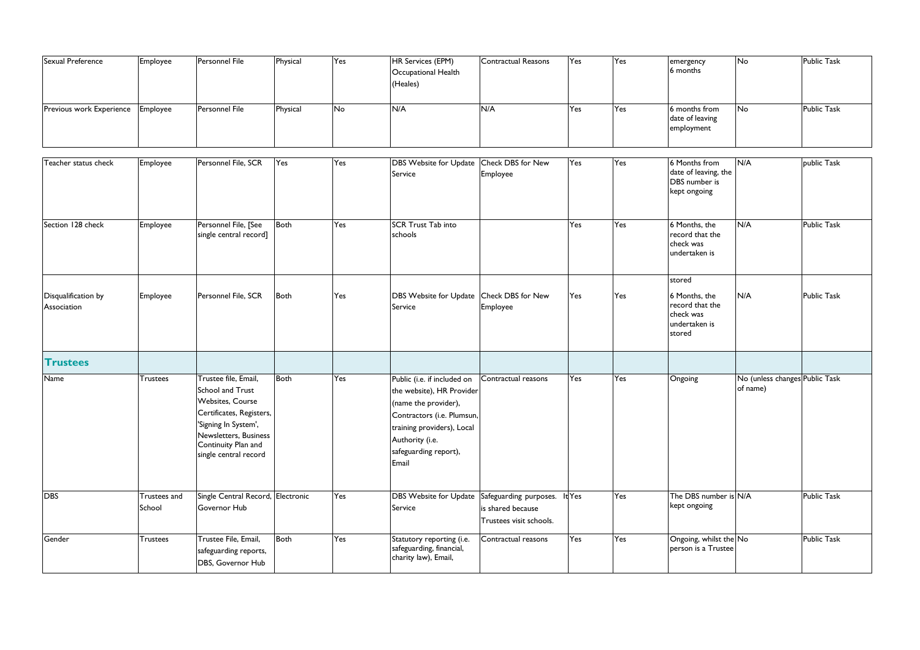| Sexual Preference | Employee | Personnel File | Physical | Yes | HR Services (EPM) Occupational Health (Heales) | Contractual Reasons | Yes | Yes | emergency 6 months | No | Public Task |
|---|---|---|---|---|---|---|---|---|---|---|---|
| Previous work Experience | Employee | Personnel File | Physical | No | N/A | N/A | Yes | Yes | 6 months from date of leaving employment | No | Public Task |
| Teacher status check | Employee | Personnel File, SCR | Yes | Yes | DBS Website for Update Service | Check DBS for New Employee | Yes | Yes | 6 Months from date of leaving, the DBS number is kept ongoing | N/A | public Task |
| Section 128 check | Employee | Personnel File, [See single central record] | Both | Yes | SCR Trust Tab into schools | | Yes | Yes | 6 Months, the record that the check was undertaken is stored | N/A | Public Task |
| Disqualification by Association | Employee | Personnel File, SCR | Both | Yes | DBS Website for Update Service | Check DBS for New Employee | Yes | Yes | 6 Months, the record that the check was undertaken is stored | N/A | Public Task |
| **Trustees** | | | | | | | | | | | |
| Name | Trustees | Trustee file, Email, School and Trust Websites, Course Certificates, Registers, 'Signing In System', Newsletters, Business Continuity Plan and single central record | Both | Yes | Public (i.e. if included on the website), HR Provider (name the provider), Contractors (i.e. Plumsun, training providers), Local Authority (i.e. safeguarding report), Email | Contractual reasons | Yes | Yes | Ongoing | No (unless changes of name) | Public Task |
| DBS | Trustees and School | Single Central Record, Governor Hub | Electronic | Yes | DBS Website for Update Service | Safeguarding purposes. It is shared because Trustees visit schools. | Yes | Yes | The DBS number is kept ongoing | N/A | Public Task |
| Gender | Trustees | Trustee File, Email, safeguarding reports, DBS, Governor Hub | Both | Yes | Statutory reporting (i.e. safeguarding, financial, charity law), Email, | Contractual reasons | Yes | Yes | Ongoing, whilst the person is a Trustee | No | Public Task |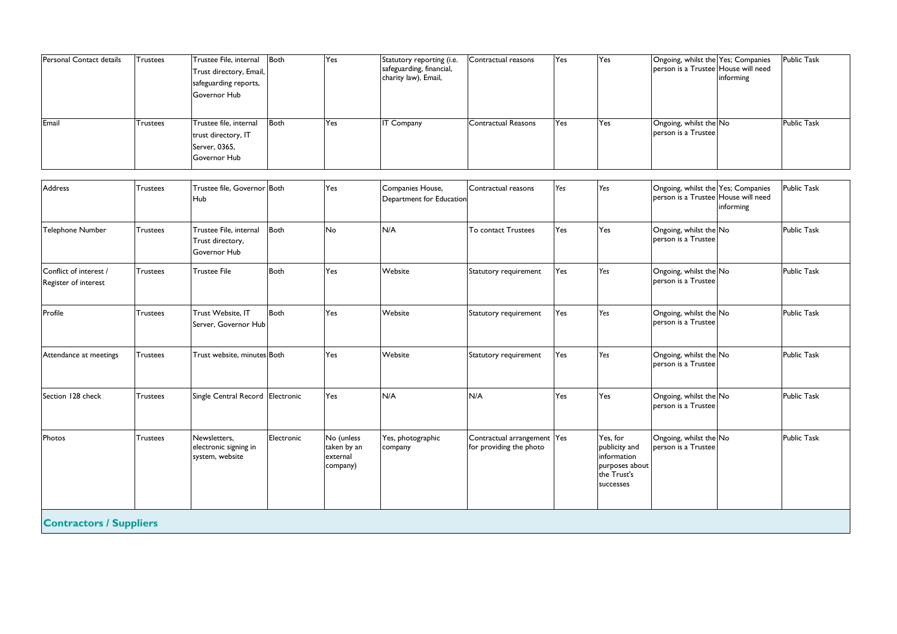| Personal Contact details | Trustees | Trustee File, internal Trust directory, Email, safeguarding reports, Governor Hub | Both | Yes | Statutory reporting (i.e. safeguarding, financial, charity law), Email, | Contractual reasons | Yes | Yes | Ongoing, whilst the person is a Trustee | Yes; Companies House will need informing | Public Task |
|---|---|---|---|---|---|---|---|---|---|---|---|
| Email | Trustees | Trustee file, internal trust directory, IT Server, 0365, Governor Hub | Both | Yes | IT Company | Contractual Reasons | Yes | Yes | Ongoing, whilst the person is a Trustee | No | Public Task |
| Address | Trustees | Trustee file, Governor Hub | Both | Yes | Companies House, Department for Education | Contractual reasons | Yes | Yes | Ongoing, whilst the person is a Trustee | Yes; Companies House will need informing | Public Task |
| Telephone Number | Trustees | Trustee File, internal Trust directory, Governor Hub | Both | No | N/A | To contact Trustees | Yes | Yes | Ongoing, whilst the person is a Trustee | No | Public Task |
| Conflict of interest / Register of interest | Trustees | Trustee File | Both | Yes | Website | Statutory requirement | Yes | Yes | Ongoing, whilst the person is a Trustee | No | Public Task |
| Profile | Trustees | Trust Website, IT Server, Governor Hub | Both | Yes | Website | Statutory requirement | Yes | Yes | Ongoing, whilst the person is a Trustee | No | Public Task |
| Attendance at meetings | Trustees | Trust website, minutes | Both | Yes | Website | Statutory requirement | Yes | Yes | Ongoing, whilst the person is a Trustee | No | Public Task |
| Section 128 check | Trustees | Single Central Record | Electronic | Yes | N/A | N/A | Yes | Yes | Ongoing, whilst the person is a Trustee | No | Public Task |
| Photos | Trustees | Newsletters, electronic signing in system, website | Electronic | No (unless taken by an external company) | Yes, photographic company | Contractual arrangement for providing the photo | Yes | Yes, for publicity and information purposes about the Trust's successes | Ongoing, whilst the person is a Trustee | No | Public Task |

## Contractors / Suppliers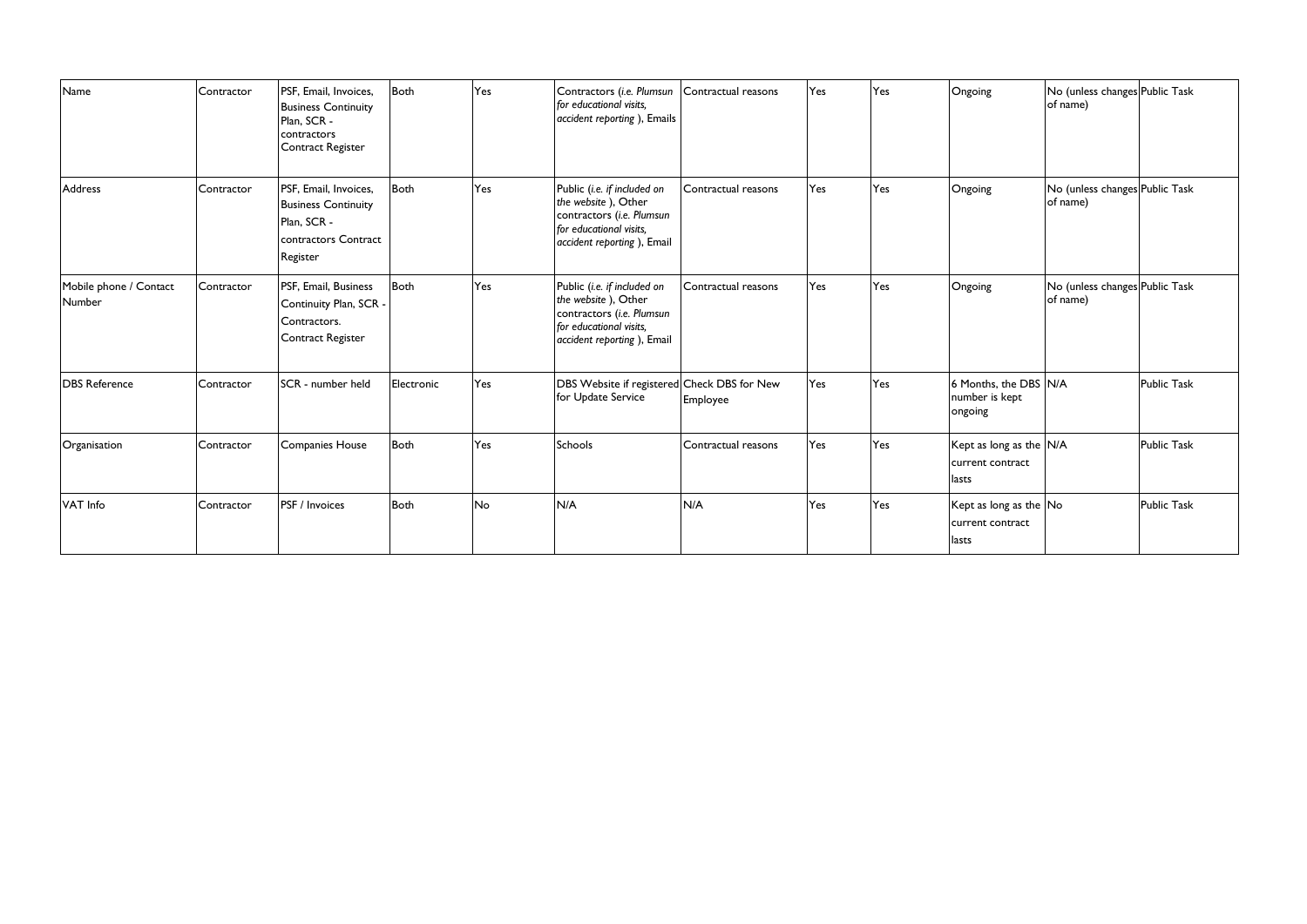| | | | | | | | | | | | |
|---|---|---|---|---|---|---|---|---|---|---|---|
| Name | Contractor | PSF, Email, Invoices, Business Continuity Plan, SCR - contractors Contract Register | Both | Yes | Contractors (*i.e. Plumsun for educational visits, accident reporting* ), Emails | Contractual reasons | Yes | Yes | Ongoing | No (unless changes of name) | Public Task |
| Address | Contractor | PSF, Email, Invoices, Business Continuity Plan, SCR - contractors Contract Register | Both | Yes | Public (*i.e. if included on the website* ), Other contractors (*i.e. Plumsun for educational visits, accident reporting* ), Email | Contractual reasons | Yes | Yes | Ongoing | No (unless changes of name) | Public Task |
| Mobile phone / Contact Number | Contractor | PSF, Email, Business Continuity Plan, SCR - Contractors. Contract Register | Both | Yes | Public (*i.e. if included on the website* ), Other contractors (*i.e. Plumsun for educational visits, accident reporting* ), Email | Contractual reasons | Yes | Yes | Ongoing | No (unless changes of name) | Public Task |
| DBS Reference | Contractor | SCR - number held | Electronic | Yes | DBS Website if registered for Update Service | Check DBS for New Employee | Yes | Yes | 6 Months, the DBS number is kept ongoing | N/A | Public Task |
| Organisation | Contractor | Companies House | Both | Yes | Schools | Contractual reasons | Yes | Yes | Kept as long as the current contract lasts | N/A | Public Task |
| VAT Info | Contractor | PSF / Invoices | Both | No | N/A | N/A | Yes | Yes | Kept as long as the current contract lasts | No | Public Task |